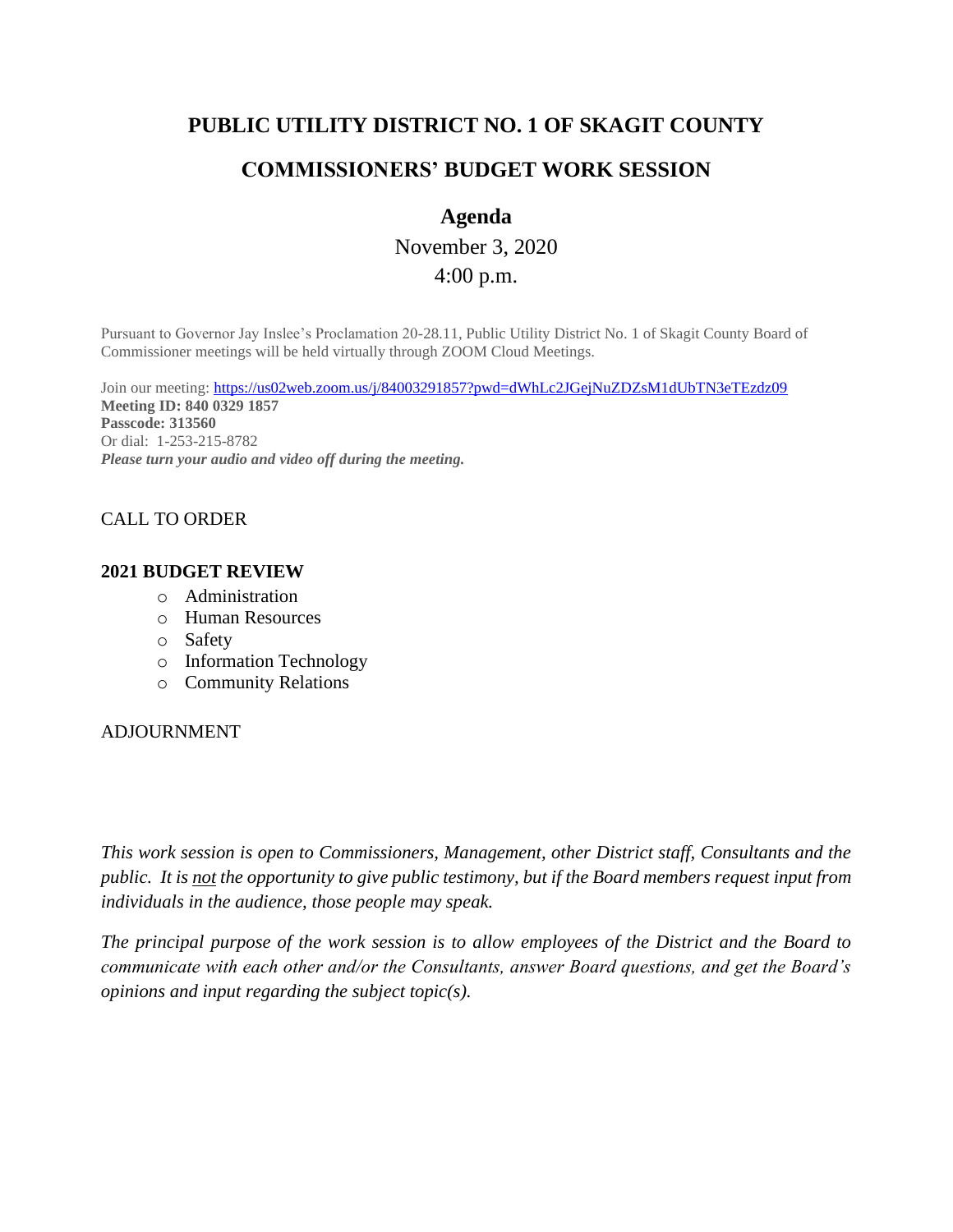# PUBLIC UTILITY DISTRICT NO. 1 OF SKAGIT COUNTY

## COMMISSIONERS' BUDGET WORK SESSION

### Agenda

November 3, 2020

4:00 p.m.

Pursuant to Governor Jay Inslee's Proclamation 20-28.11, Public Utility District No. 1 of Skagit County Board of Commissioner meetings will be held virtually through ZOOM Cloud Meetings.

Join our meeting: https://us02web.zoom.us/j/84003291857?pwd=dWhLc2JGejNuZDZsM1dUbTN3eTEzdz09
**Meeting ID: 840 0329 1857**
**Passcode: 313560**
Or dial: 1-253-215-8782
***Please turn your audio and video off during the meeting.***

CALL TO ORDER

**2021 BUDGET REVIEW**

- Administration
- Human Resources
- Safety
- Information Technology
- Community Relations

ADJOURNMENT

*This work session is open to Commissioners, Management, other District staff, Consultants and the public. It is not the opportunity to give public testimony, but if the Board members request input from individuals in the audience, those people may speak.*

*The principal purpose of the work session is to allow employees of the District and the Board to communicate with each other and/or the Consultants, answer Board questions, and get the Board's opinions and input regarding the subject topic(s).*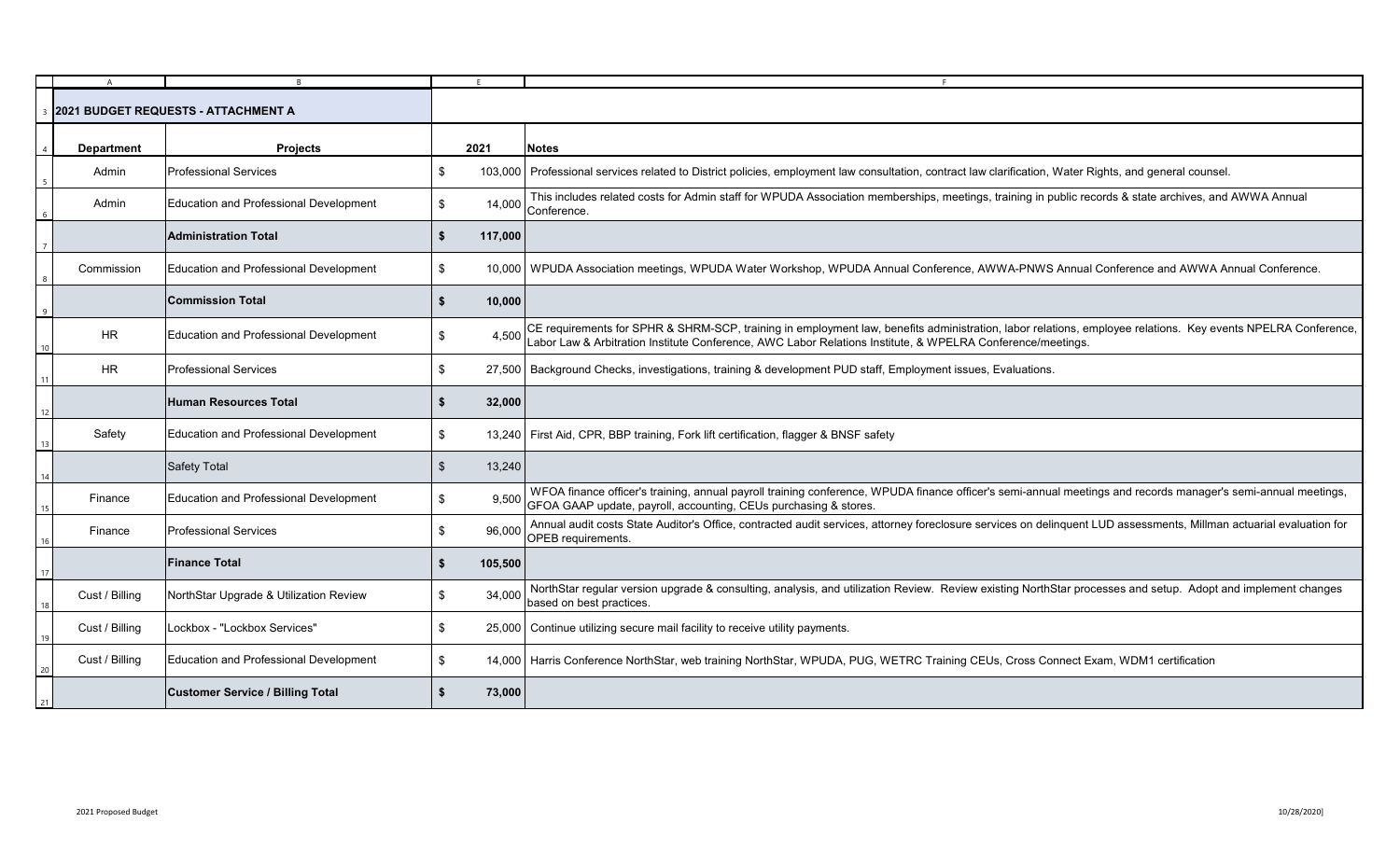## 2021 BUDGET REQUESTS - ATTACHMENT A

| Department | Projects | 2021 | Notes |
|---|---|---|---|
| Admin | Professional Services | $ 103,000 | Professional services related to District policies, employment law consultation, contract law clarification, Water Rights, and general counsel. |
| Admin | Education and Professional Development | $ 14,000 | This includes related costs for Admin staff for WPUDA Association memberships, meetings, training in public records & state archives, and AWWA Annual Conference. |
| | **Administration Total** | **$ 117,000** | |
| Commission | Education and Professional Development | $ 10,000 | WPUDA Association meetings, WPUDA Water Workshop, WPUDA Annual Conference, AWWA-PNWS Annual Conference and AWWA Annual Conference. |
| | **Commission Total** | **$ 10,000** | |
| HR | Education and Professional Development | $ 4,500 | CE requirements for SPHR & SHRM-SCP, training in employment law, benefits administration, labor relations, employee relations. Key events NPELRA Conference, Labor Law & Arbitration Institute Conference, AWC Labor Relations Institute, & WPELRA Conference/meetings. |
| HR | Professional Services | $ 27,500 | Background Checks, investigations, training & development PUD staff, Employment issues, Evaluations. |
| | **Human Resources Total** | **$ 32,000** | |
| Safety | Education and Professional Development | $ 13,240 | First Aid, CPR, BBP training, Fork lift certification, flagger & BNSF safety |
| | Safety Total | $ 13,240 | |
| Finance | Education and Professional Development | $ 9,500 | WFOA finance officer's training, annual payroll training conference, WPUDA finance officer's semi-annual meetings and records manager's semi-annual meetings, GFOA GAAP update, payroll, accounting, CEUs purchasing & stores. |
| Finance | Professional Services | $ 96,000 | Annual audit costs State Auditor's Office, contracted audit services, attorney foreclosure services on delinquent LUD assessments, Millman actuarial evaluation for OPEB requirements. |
| | **Finance Total** | **$ 105,500** | |
| Cust / Billing | NorthStar Upgrade & Utilization Review | $ 34,000 | NorthStar regular version upgrade & consulting, analysis, and utilization Review. Review existing NorthStar processes and setup. Adopt and implement changes based on best practices. |
| Cust / Billing | Lockbox - "Lockbox Services" | $ 25,000 | Continue utilizing secure mail facility to receive utility payments. |
| Cust / Billing | Education and Professional Development | $ 14,000 | Harris Conference NorthStar, web training NorthStar, WPUDA, PUG, WETRC Training CEUs, Cross Connect Exam, WDM1 certification |
| | **Customer Service / Billing Total** | **$ 73,000** | |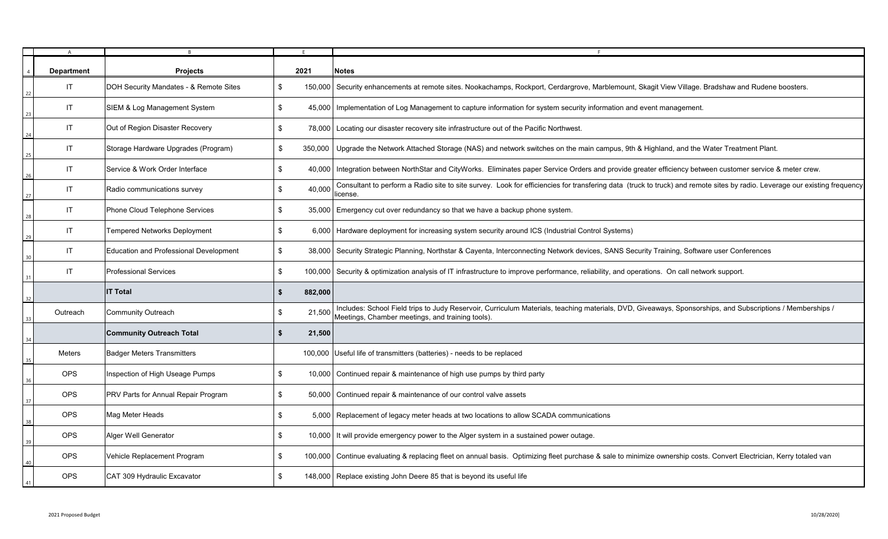| Department | Projects | 2021 | Notes |
|---|---|---|---|
| IT | DOH Security Mandates - & Remote Sites | $ 150,000 | Security enhancements at remote sites. Nookachamps, Rockport, Cerdargrove, Marblemount, Skagit View Village. Bradshaw and Rudene boosters. |
| IT | SIEM & Log Management System | $ 45,000 | Implementation of Log Management to capture information for system security information and event management. |
| IT | Out of Region Disaster Recovery | $ 78,000 | Locating our disaster recovery site infrastructure out of the Pacific Northwest. |
| IT | Storage Hardware Upgrades (Program) | $ 350,000 | Upgrade the Network Attached Storage (NAS) and network switches on the main campus, 9th & Highland, and the Water Treatment Plant. |
| IT | Service & Work Order Interface | $ 40,000 | Integration between NorthStar and CityWorks. Eliminates paper Service Orders and provide greater efficiency between customer service & meter crew. |
| IT | Radio communications survey | $ 40,000 | Consultant to perform a Radio site to site survey. Look for efficiencies for transfering data (truck to truck) and remote sites by radio. Leverage our existing frequency license. |
| IT | Phone Cloud Telephone Services | $ 35,000 | Emergency cut over redundancy so that we have a backup phone system. |
| IT | Tempered Networks Deployment | $ 6,000 | Hardware deployment for increasing system security around ICS (Industrial Control Systems) |
| IT | Education and Professional Development | $ 38,000 | Security Strategic Planning, Northstar & Cayenta, Interconnecting Network devices, SANS Security Training, Software user Conferences |
| IT | Professional Services | $ 100,000 | Security & optimization analysis of IT infrastructure to improve performance, reliability, and operations. On call network support. |
| | **IT Total** | **$ 882,000** | |
| Outreach | Community Outreach | $ 21,500 | Includes: School Field trips to Judy Reservoir, Curriculum Materials, teaching materials, DVD, Giveaways, Sponsorships, and Subscriptions / Memberships / Meetings, Chamber meetings, and training tools). |
| | **Community Outreach Total** | **$ 21,500** | |
| Meters | Badger Meters Transmitters | 100,000 | Useful life of transmitters (batteries) - needs to be replaced |
| OPS | Inspection of High Useage Pumps | $ 10,000 | Continued repair & maintenance of high use pumps by third party |
| OPS | PRV Parts for Annual Repair Program | $ 50,000 | Continued repair & maintenance of our control valve assets |
| OPS | Mag Meter Heads | $ 5,000 | Replacement of legacy meter heads at two locations to allow SCADA communications |
| OPS | Alger Well Generator | $ 10,000 | It will provide emergency power to the Alger system in a sustained power outage. |
| OPS | Vehicle Replacement Program | $ 100,000 | Continue evaluating & replacing fleet on annual basis. Optimizing fleet purchase & sale to minimize ownership costs. Convert Electrician, Kerry totaled van |
| OPS | CAT 309 Hydraulic Excavator | $ 148,000 | Replace existing John Deere 85 that is beyond its useful life |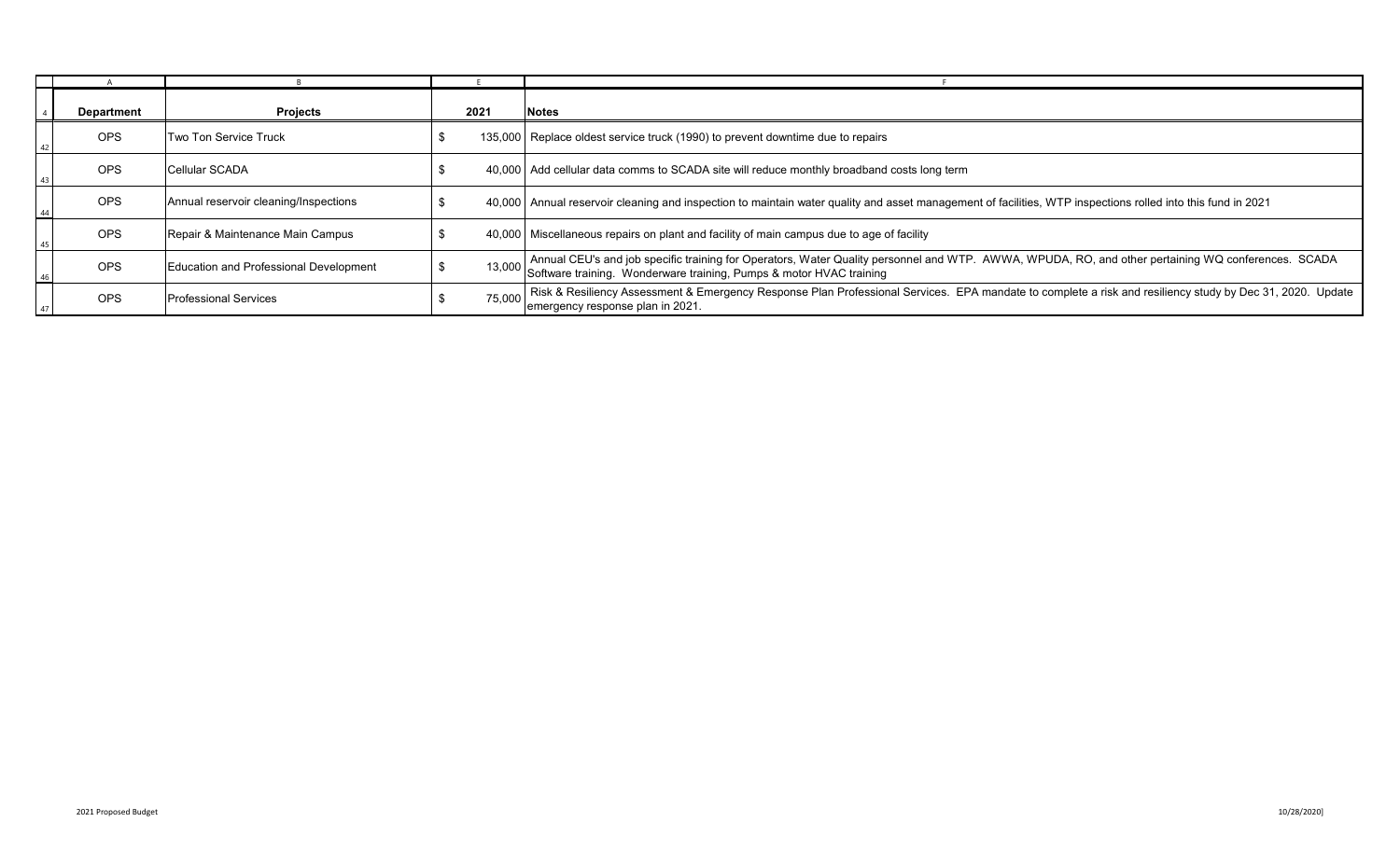| Department | Projects | 2021 | Notes |
|---|---|---|---|
| OPS | Two Ton Service Truck | $ 135,000 | Replace oldest service truck (1990) to prevent downtime due to repairs |
| OPS | Cellular SCADA | $ 40,000 | Add cellular data comms to SCADA site will reduce monthly broadband costs long term |
| OPS | Annual reservoir cleaning/Inspections | $ 40,000 | Annual reservoir cleaning and inspection to maintain water quality and asset management of facilities, WTP inspections rolled into this fund in 2021 |
| OPS | Repair & Maintenance Main Campus | $ 40,000 | Miscellaneous repairs on plant and facility of main campus due to age of facility |
| OPS | Education and Professional Development | $ 13,000 | Annual CEU's and job specific training for Operators, Water Quality personnel and WTP. AWWA, WPUDA, RO, and other pertaining WQ conferences. SCADA Software training. Wonderware training, Pumps & motor HVAC training |
| OPS | Professional Services | $ 75,000 | Risk & Resiliency Assessment & Emergency Response Plan Professional Services. EPA mandate to complete a risk and resiliency study by Dec 31, 2020. Update emergency response plan in 2021. |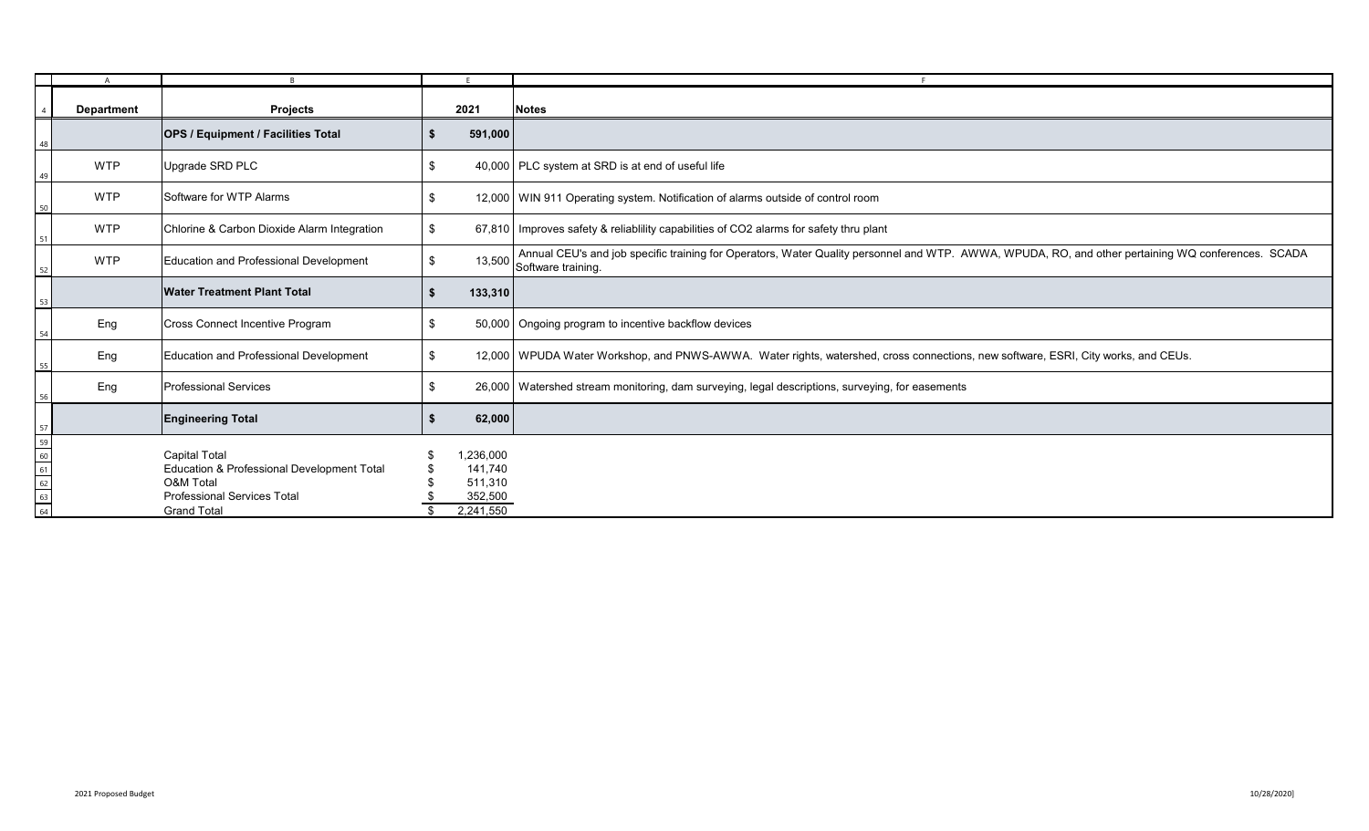| Department | Projects | 2021 | Notes |
|---|---|---|---|
| | **OPS / Equipment / Facilities Total** | **$ 591,000** | |
| WTP | Upgrade SRD PLC | $ 40,000 | PLC system at SRD is at end of useful life |
| WTP | Software for WTP Alarms | $ 12,000 | WIN 911 Operating system. Notification of alarms outside of control room |
| WTP | Chlorine & Carbon Dioxide Alarm Integration | $ 67,810 | Improves safety & reliablility capabilities of CO2 alarms for safety thru plant |
| WTP | Education and Professional Development | $ 13,500 | Annual CEU's and job specific training for Operators, Water Quality personnel and WTP. AWWA, WPUDA, RO, and other pertaining WQ conferences. SCADA Software training. |
| | **Water Treatment Plant Total** | **$ 133,310** | |
| Eng | Cross Connect Incentive Program | $ 50,000 | Ongoing program to incentive backflow devices |
| Eng | Education and Professional Development | $ 12,000 | WPUDA Water Workshop, and PNWS-AWWA. Water rights, watershed, cross connections, new software, ESRI, City works, and CEUs. |
| Eng | Professional Services | $ 26,000 | Watershed stream monitoring, dam surveying, legal descriptions, surveying, for easements |
| | **Engineering Total** | **$ 62,000** | |
| | Capital Total | $ 1,236,000 | |
| | Education & Professional Development Total | $ 141,740 | |
| | O&M Total | $ 511,310 | |
| | Professional Services Total | $ 352,500 | |
| | Grand Total | $ 2,241,550 | |

2021 Proposed Budget

10/28/2020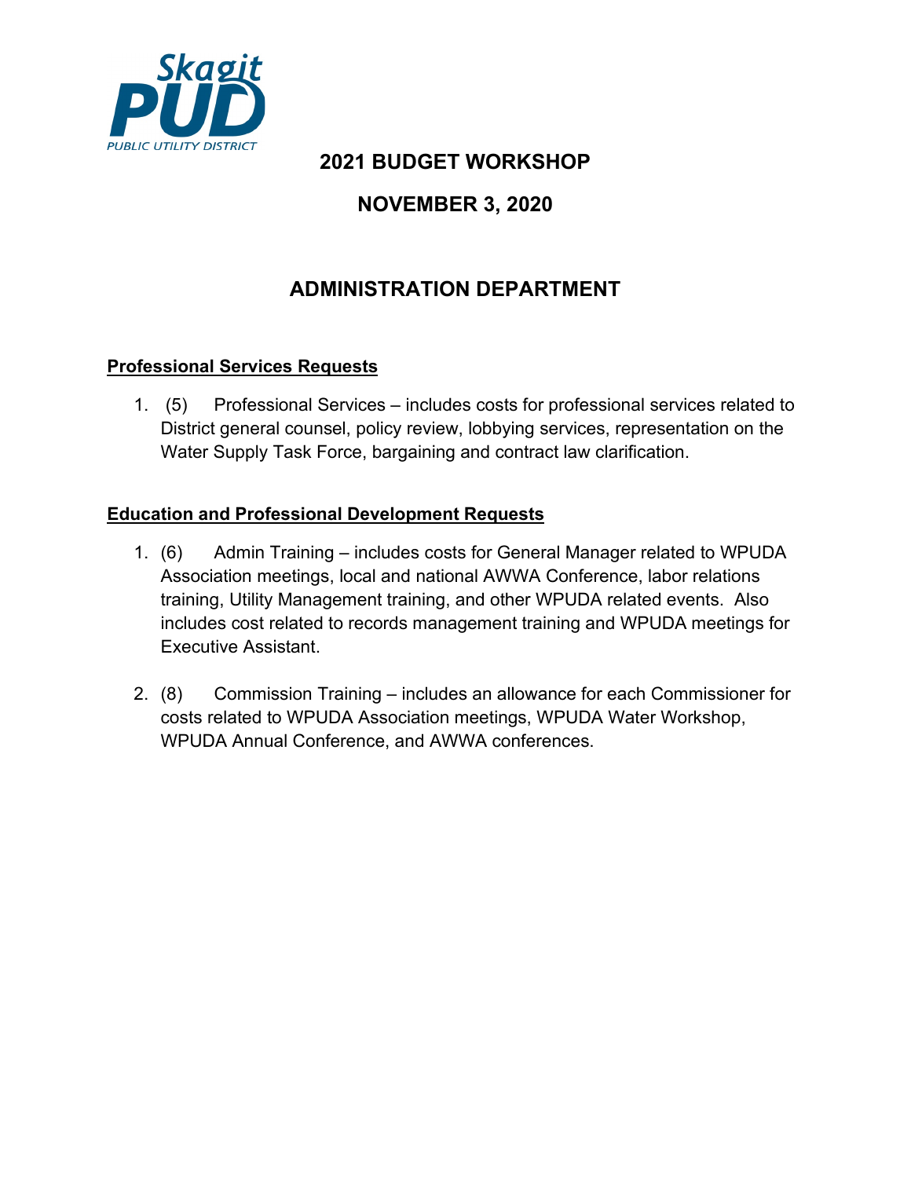Skagit PUD
PUBLIC UTILITY DISTRICT

# 2021 BUDGET WORKSHOP

## NOVEMBER 3, 2020

## ADMINISTRATION DEPARTMENT

**Professional Services Requests**

1. (5) Professional Services – includes costs for professional services related to District general counsel, policy review, lobbying services, representation on the Water Supply Task Force, bargaining and contract law clarification.

**Education and Professional Development Requests**

1. (6) Admin Training – includes costs for General Manager related to WPUDA Association meetings, local and national AWWA Conference, labor relations training, Utility Management training, and other WPUDA related events. Also includes cost related to records management training and WPUDA meetings for Executive Assistant.

2. (8) Commission Training – includes an allowance for each Commissioner for costs related to WPUDA Association meetings, WPUDA Water Workshop, WPUDA Annual Conference, and AWWA conferences.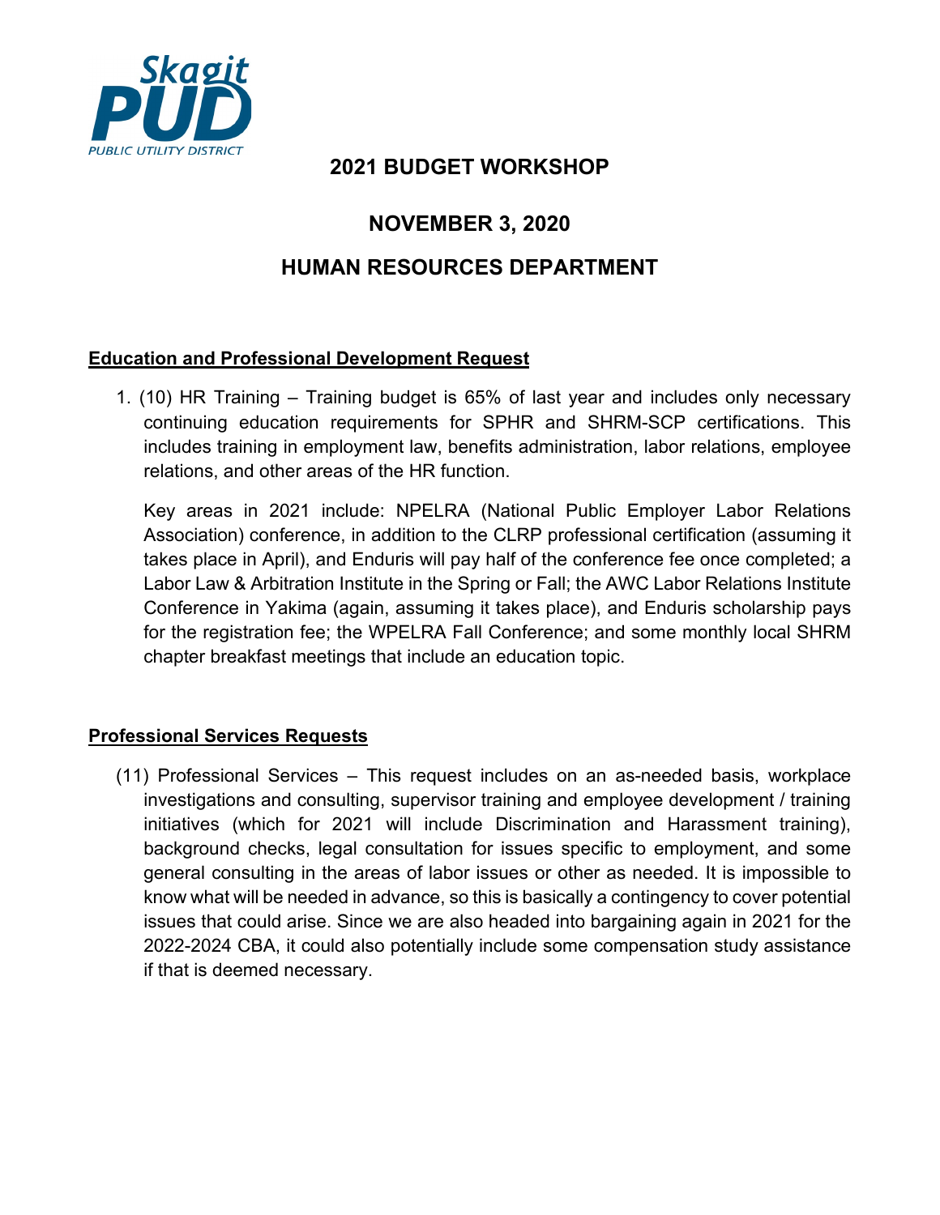Skagit PUD
PUBLIC UTILITY DISTRICT

# 2021 BUDGET WORKSHOP

## NOVEMBER 3, 2020

## HUMAN RESOURCES DEPARTMENT

**Education and Professional Development Request**

1. (10) HR Training – Training budget is 65% of last year and includes only necessary continuing education requirements for SPHR and SHRM-SCP certifications. This includes training in employment law, benefits administration, labor relations, employee relations, and other areas of the HR function.

   Key areas in 2021 include: NPELRA (National Public Employer Labor Relations Association) conference, in addition to the CLRP professional certification (assuming it takes place in April), and Enduris will pay half of the conference fee once completed; a Labor Law & Arbitration Institute in the Spring or Fall; the AWC Labor Relations Institute Conference in Yakima (again, assuming it takes place), and Enduris scholarship pays for the registration fee; the WPELRA Fall Conference; and some monthly local SHRM chapter breakfast meetings that include an education topic.

**Professional Services Requests**

(11) Professional Services – This request includes on an as-needed basis, workplace investigations and consulting, supervisor training and employee development / training initiatives (which for 2021 will include Discrimination and Harassment training), background checks, legal consultation for issues specific to employment, and some general consulting in the areas of labor issues or other as needed. It is impossible to know what will be needed in advance, so this is basically a contingency to cover potential issues that could arise. Since we are also headed into bargaining again in 2021 for the 2022-2024 CBA, it could also potentially include some compensation study assistance if that is deemed necessary.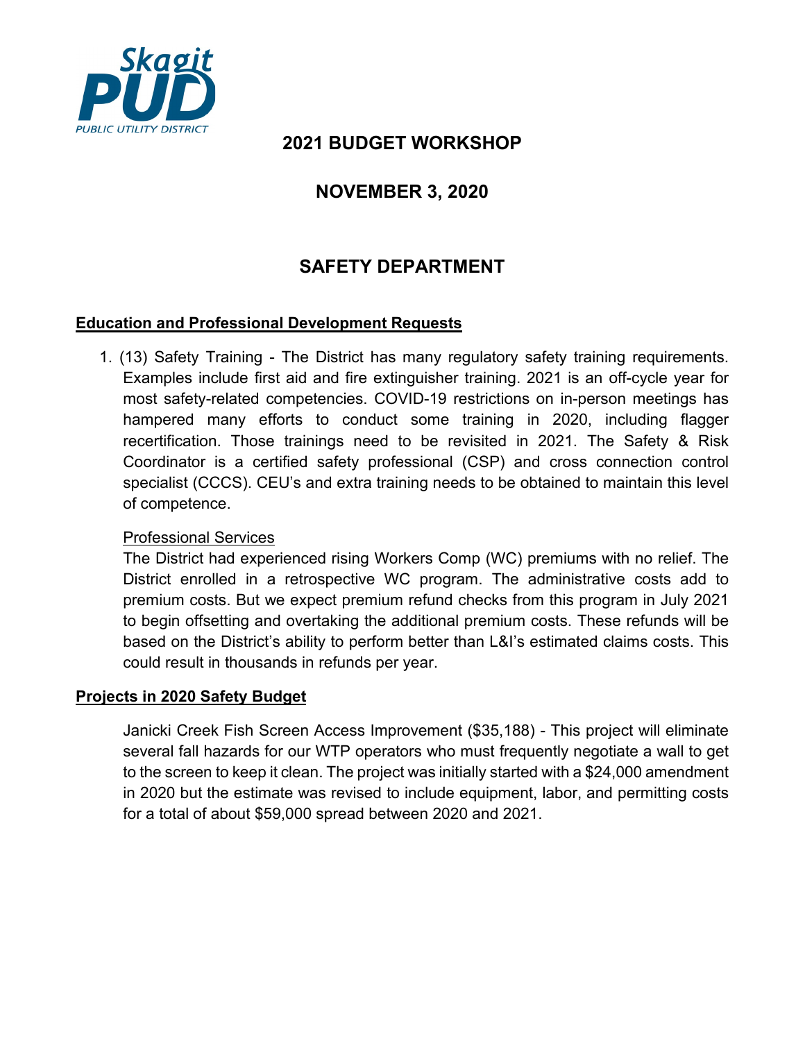Skagit PUD
PUBLIC UTILITY DISTRICT

# 2021 BUDGET WORKSHOP

## NOVEMBER 3, 2020

## SAFETY DEPARTMENT

**Education and Professional Development Requests**

1. (13) Safety Training - The District has many regulatory safety training requirements. Examples include first aid and fire extinguisher training. 2021 is an off-cycle year for most safety-related competencies. COVID-19 restrictions on in-person meetings has hampered many efforts to conduct some training in 2020, including flagger recertification. Those trainings need to be revisited in 2021. The Safety & Risk Coordinator is a certified safety professional (CSP) and cross connection control specialist (CCCS). CEU's and extra training needs to be obtained to maintain this level of competence.

   Professional Services

   The District had experienced rising Workers Comp (WC) premiums with no relief. The District enrolled in a retrospective WC program. The administrative costs add to premium costs. But we expect premium refund checks from this program in July 2021 to begin offsetting and overtaking the additional premium costs. These refunds will be based on the District's ability to perform better than L&I's estimated claims costs. This could result in thousands in refunds per year.

**Projects in 2020 Safety Budget**

Janicki Creek Fish Screen Access Improvement ($35,188) - This project will eliminate several fall hazards for our WTP operators who must frequently negotiate a wall to get to the screen to keep it clean. The project was initially started with a $24,000 amendment in 2020 but the estimate was revised to include equipment, labor, and permitting costs for a total of about $59,000 spread between 2020 and 2021.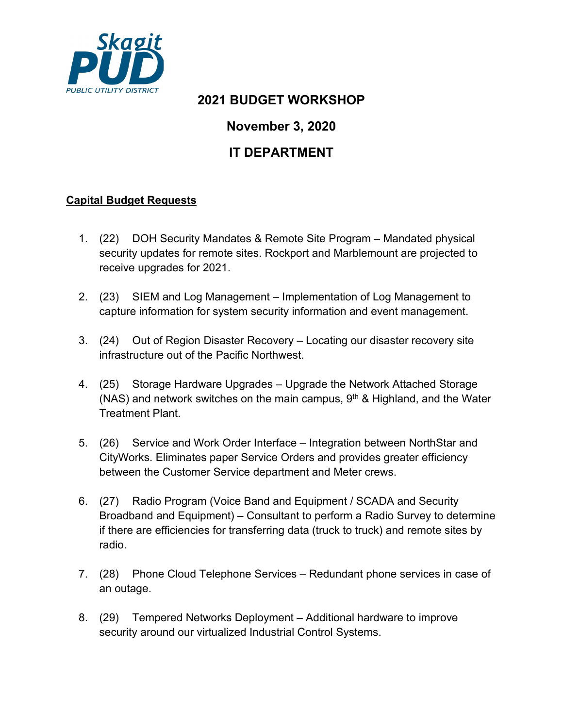Skagit PUD
PUBLIC UTILITY DISTRICT

# 2021 BUDGET WORKSHOP

## November 3, 2020

## IT DEPARTMENT

**Capital Budget Requests**

1. (22) DOH Security Mandates & Remote Site Program – Mandated physical security updates for remote sites. Rockport and Marblemount are projected to receive upgrades for 2021.

2. (23) SIEM and Log Management – Implementation of Log Management to capture information for system security information and event management.

3. (24) Out of Region Disaster Recovery – Locating our disaster recovery site infrastructure out of the Pacific Northwest.

4. (25) Storage Hardware Upgrades – Upgrade the Network Attached Storage (NAS) and network switches on the main campus, 9th & Highland, and the Water Treatment Plant.

5. (26) Service and Work Order Interface – Integration between NorthStar and CityWorks. Eliminates paper Service Orders and provides greater efficiency between the Customer Service department and Meter crews.

6. (27) Radio Program (Voice Band and Equipment / SCADA and Security Broadband and Equipment) – Consultant to perform a Radio Survey to determine if there are efficiencies for transferring data (truck to truck) and remote sites by radio.

7. (28) Phone Cloud Telephone Services – Redundant phone services in case of an outage.

8. (29) Tempered Networks Deployment – Additional hardware to improve security around our virtualized Industrial Control Systems.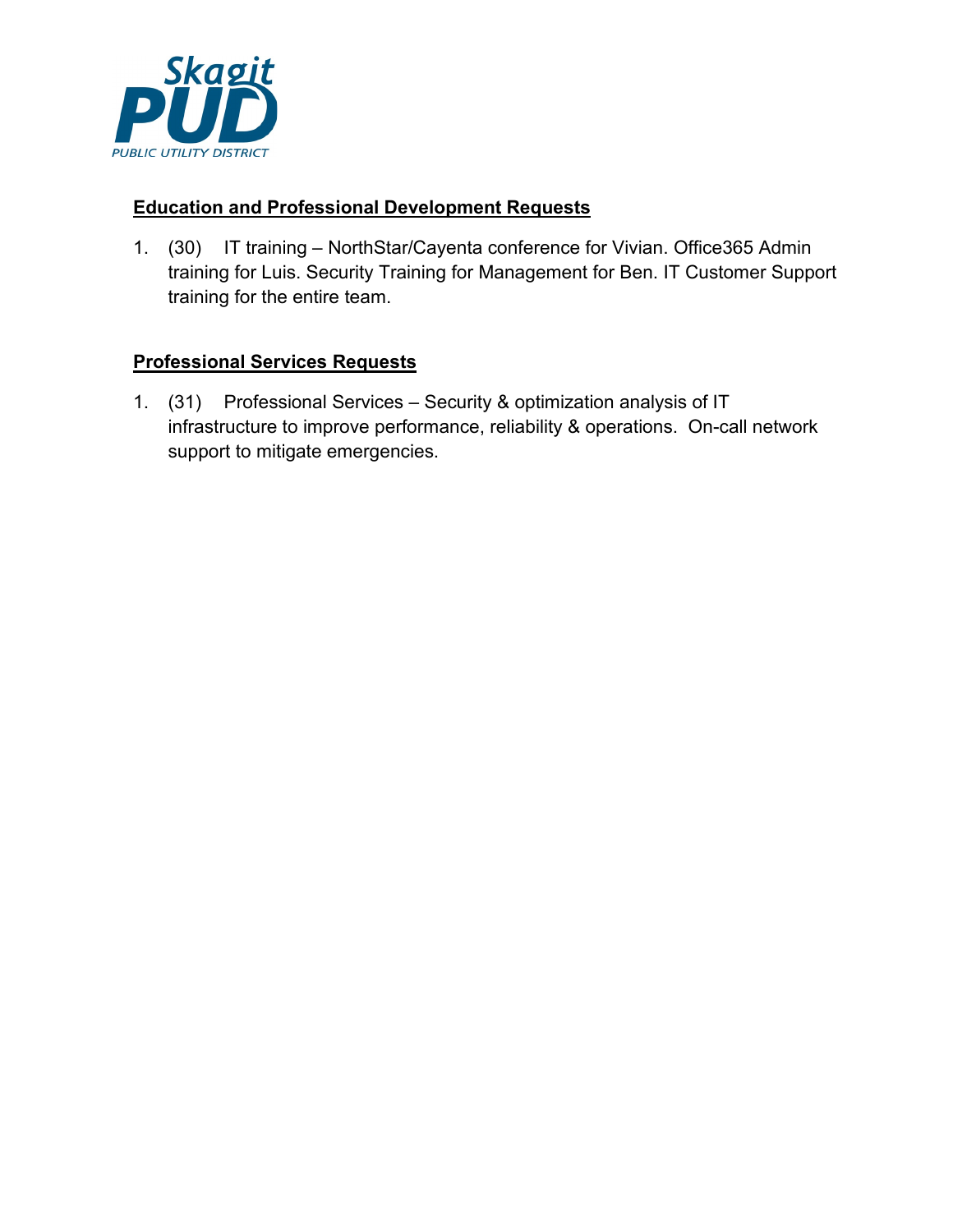## Education and Professional Development Requests

1. (30) IT training – NorthStar/Cayenta conference for Vivian. Office365 Admin training for Luis. Security Training for Management for Ben. IT Customer Support training for the entire team.

## Professional Services Requests

1. (31) Professional Services – Security & optimization analysis of IT infrastructure to improve performance, reliability & operations. On-call network support to mitigate emergencies.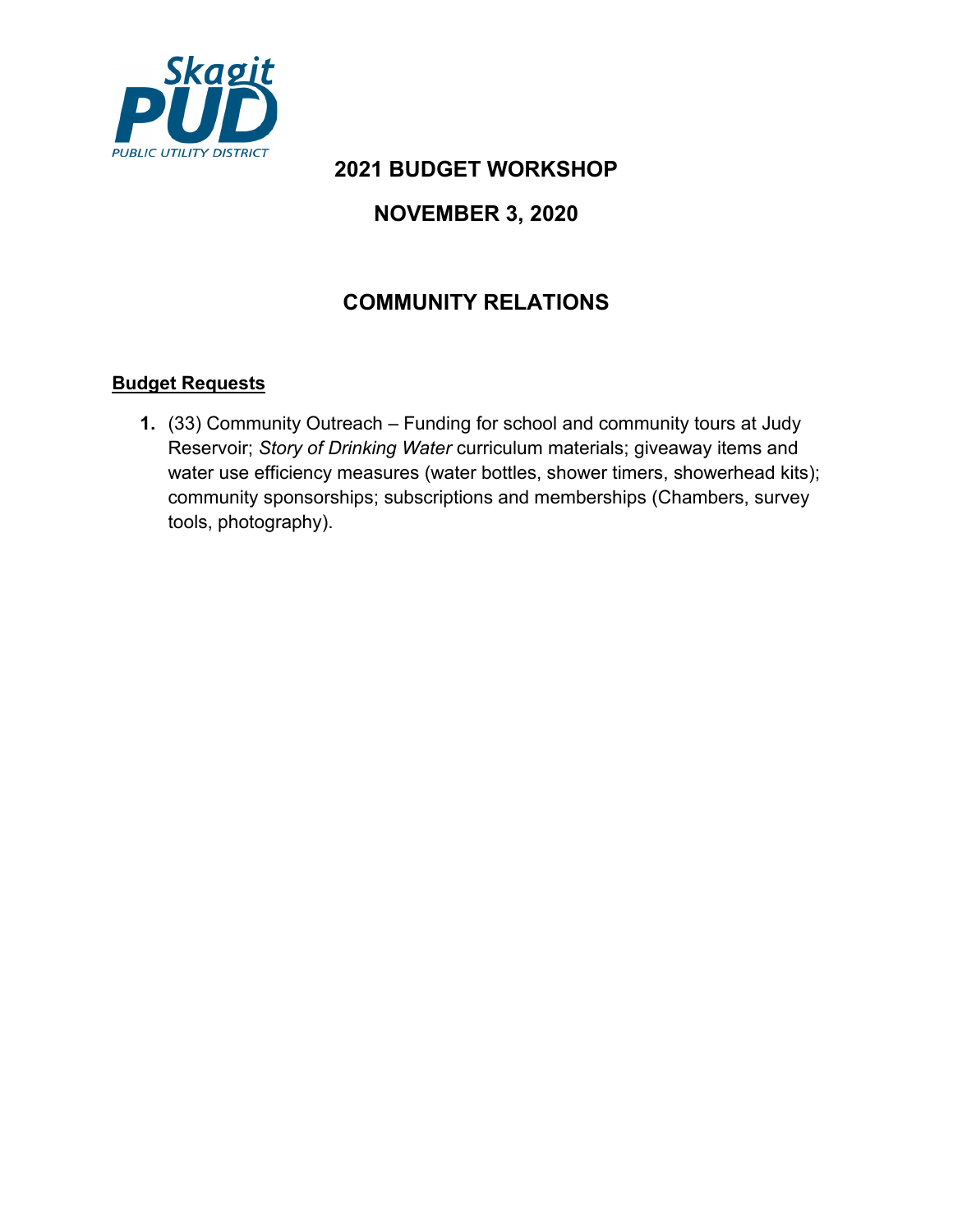Skagit PUD
PUBLIC UTILITY DISTRICT

# 2021 BUDGET WORKSHOP

## NOVEMBER 3, 2020

## COMMUNITY RELATIONS

**Budget Requests**

1. (33) Community Outreach – Funding for school and community tours at Judy Reservoir; *Story of Drinking Water* curriculum materials; giveaway items and water use efficiency measures (water bottles, shower timers, showerhead kits); community sponsorships; subscriptions and memberships (Chambers, survey tools, photography).